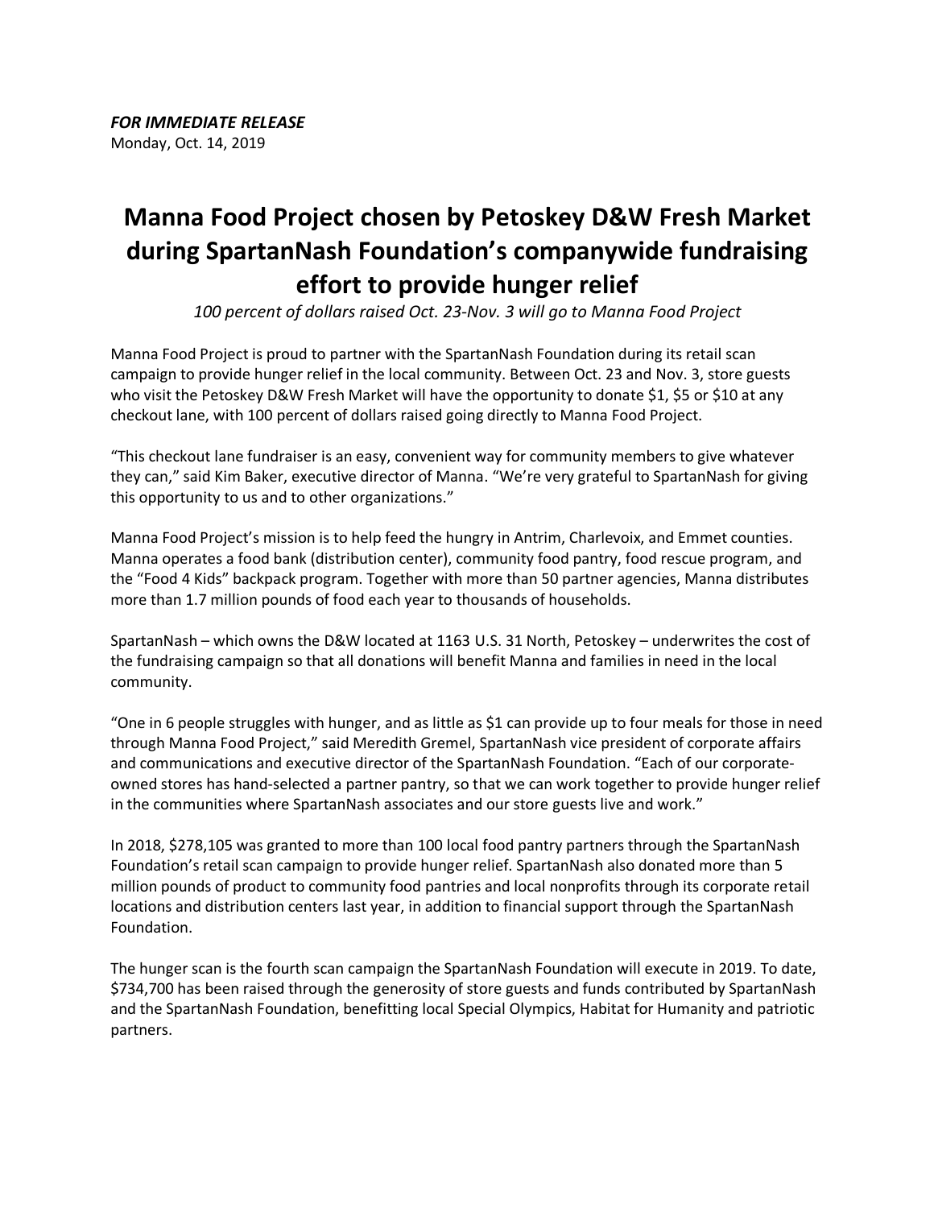***FOR IMMEDIATE RELEASE***
Monday, Oct. 14, 2019

# Manna Food Project chosen by Petoskey D&W Fresh Market during SpartanNash Foundation's companywide fundraising effort to provide hunger relief

*100 percent of dollars raised Oct. 23-Nov. 3 will go to Manna Food Project*

Manna Food Project is proud to partner with the SpartanNash Foundation during its retail scan campaign to provide hunger relief in the local community. Between Oct. 23 and Nov. 3, store guests who visit the Petoskey D&W Fresh Market will have the opportunity to donate $1, $5 or $10 at any checkout lane, with 100 percent of dollars raised going directly to Manna Food Project.

"This checkout lane fundraiser is an easy, convenient way for community members to give whatever they can," said Kim Baker, executive director of Manna. "We're very grateful to SpartanNash for giving this opportunity to us and to other organizations."

Manna Food Project's mission is to help feed the hungry in Antrim, Charlevoix, and Emmet counties. Manna operates a food bank (distribution center), community food pantry, food rescue program, and the "Food 4 Kids" backpack program. Together with more than 50 partner agencies, Manna distributes more than 1.7 million pounds of food each year to thousands of households.

SpartanNash – which owns the D&W located at 1163 U.S. 31 North, Petoskey – underwrites the cost of the fundraising campaign so that all donations will benefit Manna and families in need in the local community.

"One in 6 people struggles with hunger, and as little as $1 can provide up to four meals for those in need through Manna Food Project," said Meredith Gremel, SpartanNash vice president of corporate affairs and communications and executive director of the SpartanNash Foundation. "Each of our corporate-owned stores has hand-selected a partner pantry, so that we can work together to provide hunger relief in the communities where SpartanNash associates and our store guests live and work."

In 2018, $278,105 was granted to more than 100 local food pantry partners through the SpartanNash Foundation's retail scan campaign to provide hunger relief. SpartanNash also donated more than 5 million pounds of product to community food pantries and local nonprofits through its corporate retail locations and distribution centers last year, in addition to financial support through the SpartanNash Foundation.

The hunger scan is the fourth scan campaign the SpartanNash Foundation will execute in 2019. To date, $734,700 has been raised through the generosity of store guests and funds contributed by SpartanNash and the SpartanNash Foundation, benefitting local Special Olympics, Habitat for Humanity and patriotic partners.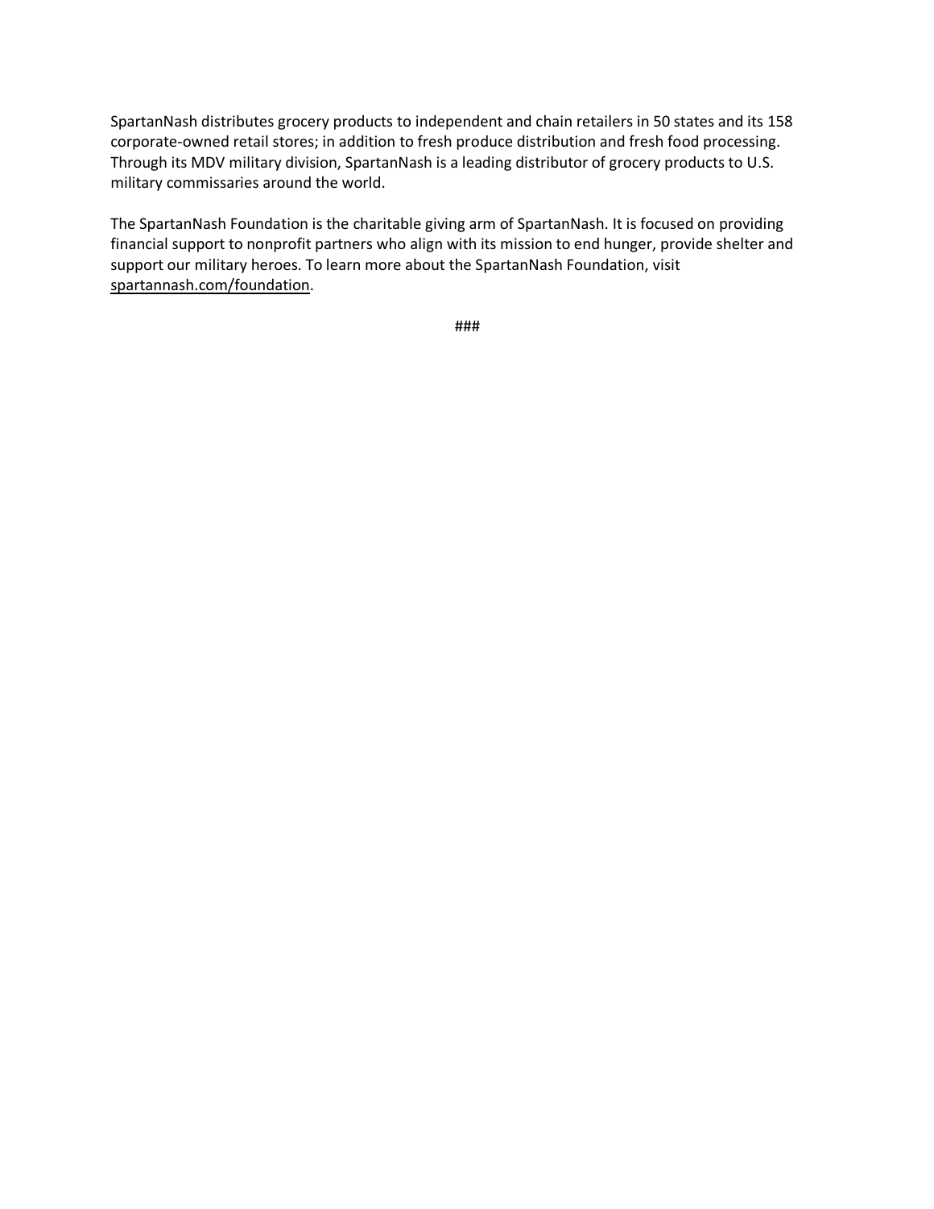SpartanNash distributes grocery products to independent and chain retailers in 50 states and its 158 corporate-owned retail stores; in addition to fresh produce distribution and fresh food processing. Through its MDV military division, SpartanNash is a leading distributor of grocery products to U.S. military commissaries around the world.

The SpartanNash Foundation is the charitable giving arm of SpartanNash. It is focused on providing financial support to nonprofit partners who align with its mission to end hunger, provide shelter and support our military heroes. To learn more about the SpartanNash Foundation, visit spartannash.com/foundation.

###